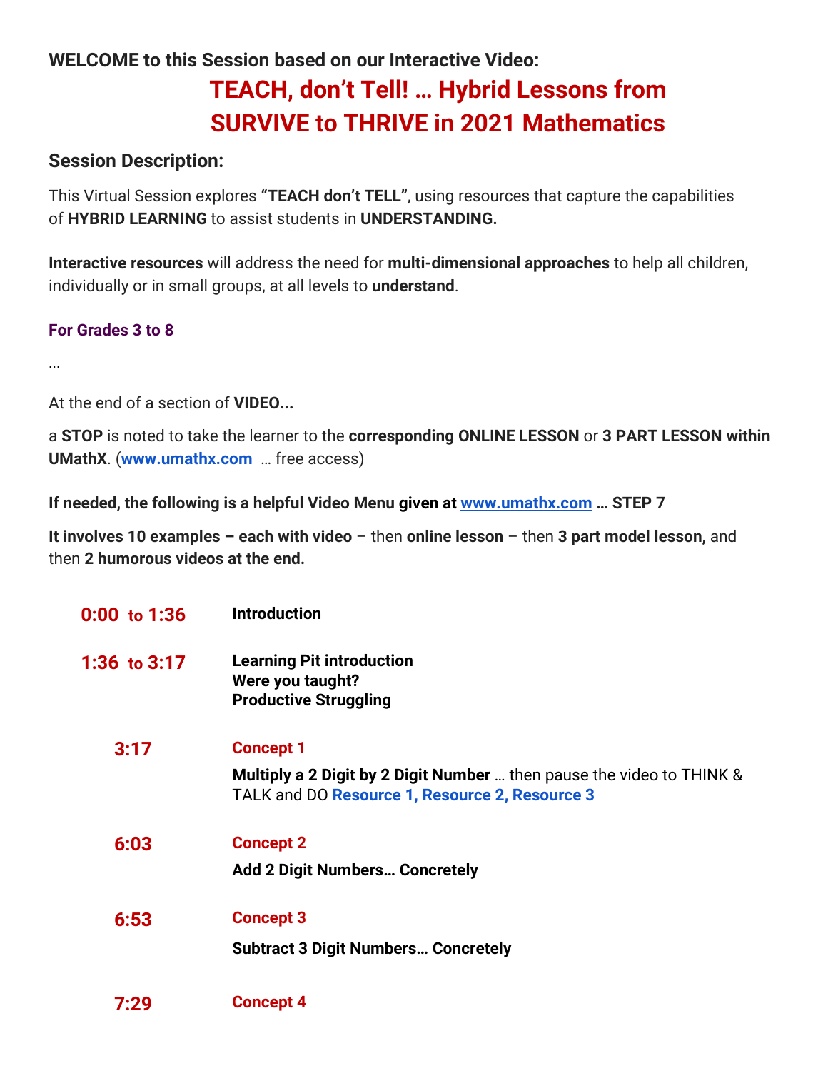**WELCOME to this Session based on our Interactive Video:**

# TEACH, don't Tell! … Hybrid Lessons from SURVIVE to THRIVE in 2021 Mathematics

## Session Description:

This Virtual Session explores **"TEACH don't TELL"**, using resources that capture the capabilities of **HYBRID LEARNING** to assist students in **UNDERSTANDING.**

**Interactive resources** will address the need for **multi-dimensional approaches** to help all children, individually or in small groups, at all levels to **understand**.

**For Grades 3 to 8**

...

At the end of a section of **VIDEO...**

a **STOP** is noted to take the learner to the **corresponding ONLINE LESSON** or **3 PART LESSON within UMathX**. (**www.umathx.com** … free access)

**If needed, the following is a helpful Video Menu given at www.umathx.com … STEP 7**

**It involves 10 examples – each with video** – then **online lesson** – then **3 part model lesson,** and then **2 humorous videos at the end.**

**0:00 to 1:36** — **Introduction**

**1:36 to 3:17** — **Learning Pit introduction**
**Were you taught?**
**Productive Struggling**

**3:17** — **Concept 1**

**Multiply a 2 Digit by 2 Digit Number** … then pause the video to THINK & TALK and DO **Resource 1, Resource 2, Resource 3**

**6:03** — **Concept 2**

**Add 2 Digit Numbers… Concretely**

**6:53** — **Concept 3**

**Subtract 3 Digit Numbers… Concretely**

**7:29** — **Concept 4**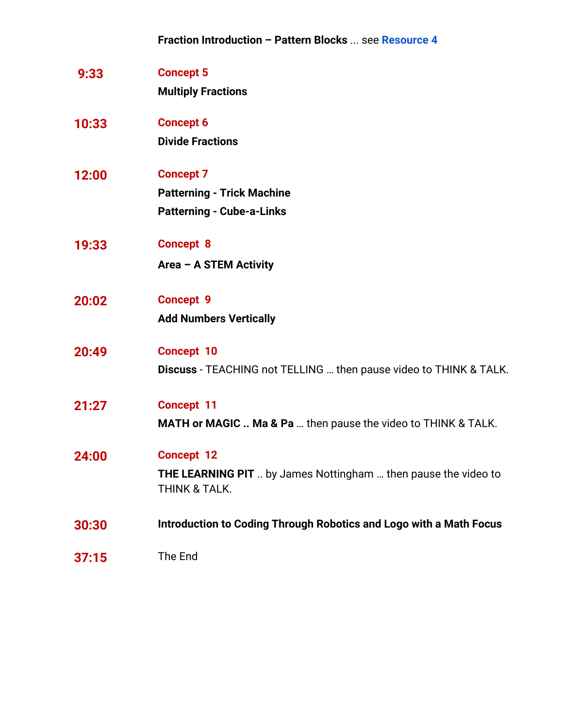**Fraction Introduction – Pattern Blocks** ... see **Resource 4**

**9:33** **Concept 5**
**Multiply Fractions**

**10:33** **Concept 6**
**Divide Fractions**

**12:00** **Concept 7**
**Patterning - Trick Machine**
**Patterning - Cube-a-Links**

**19:33** **Concept 8**
**Area – A STEM Activity**

**20:02** **Concept 9**
**Add Numbers Vertically**

**20:49** **Concept 10**
**Discuss** - TEACHING not TELLING … then pause video to THINK & TALK.

**21:27** **Concept 11**
**MATH or MAGIC .. Ma & Pa** … then pause the video to THINK & TALK.

**24:00** **Concept 12**
**THE LEARNING PIT** .. by James Nottingham … then pause the video to THINK & TALK.

**30:30** **Introduction to Coding Through Robotics and Logo with a Math Focus**

**37:15** The End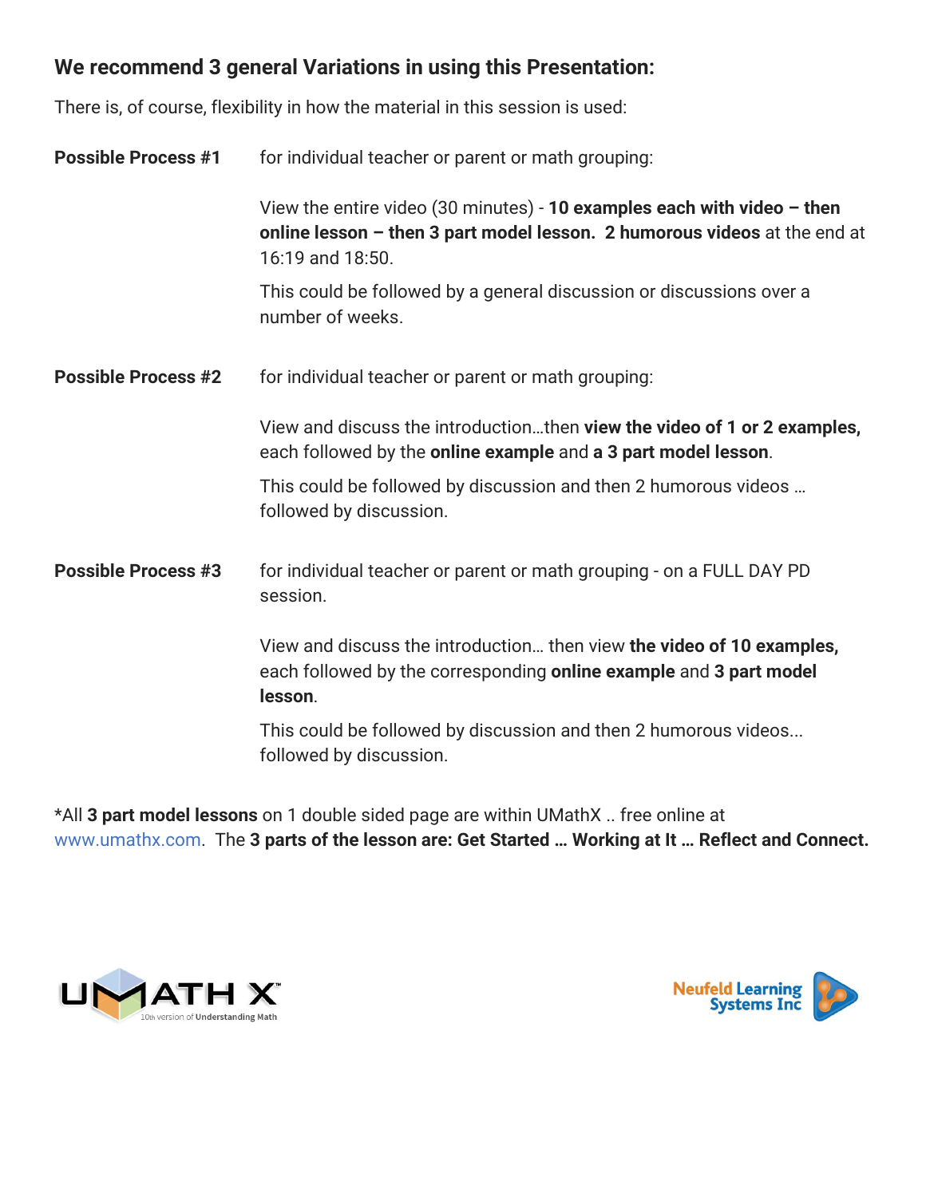## We recommend 3 general Variations in using this Presentation:

There is, of course, flexibility in how the material in this session is used:

**Possible Process #1** for individual teacher or parent or math grouping:

View the entire video (30 minutes) - **10 examples each with video – then online lesson – then 3 part model lesson. 2 humorous videos** at the end at 16:19 and 18:50.

This could be followed by a general discussion or discussions over a number of weeks.

**Possible Process #2** for individual teacher or parent or math grouping:

View and discuss the introduction…then **view the video of 1 or 2 examples,** each followed by the **online example** and **a 3 part model lesson**.

This could be followed by discussion and then 2 humorous videos … followed by discussion.

**Possible Process #3** for individual teacher or parent or math grouping - on a FULL DAY PD session.

View and discuss the introduction… then view **the video of 10 examples,** each followed by the corresponding **online example** and **3 part model lesson**.

This could be followed by discussion and then 2 humorous videos... followed by discussion.

*All **3 part model lessons** on 1 double sided page are within UMathX .. free online at www.umathx.com. The **3 parts of the lesson are: Get Started … Working at It … Reflect and Connect.**

UMATH X™ 10th version of Understanding Math

Neufeld Learning Systems Inc